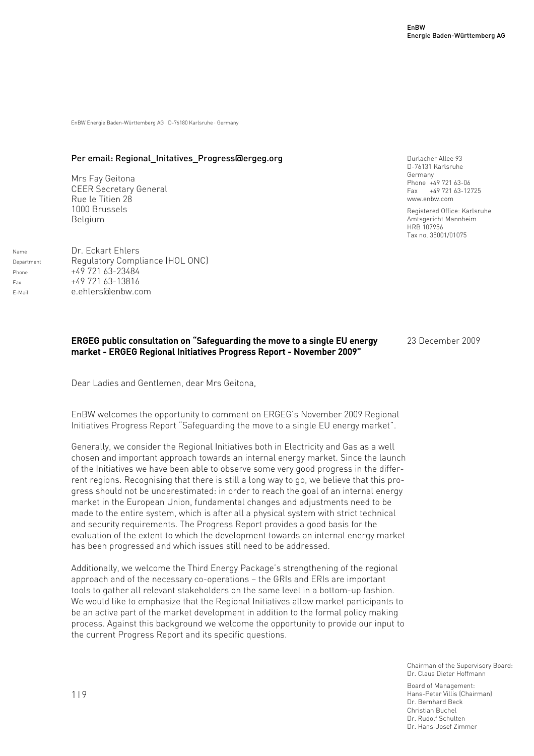EnBW
Energie Baden-Württemberg AG

EnBW Energie Baden-Württemberg AG · D-76180 Karlsruhe · Germany

**Per email: Regional_Initatives_Progress@ergeg.org**

Mrs Fay Geitona
CEER Secretary General
Rue le Titien 28
1000 Brussels
Belgium

Durlacher Allee 93
D-76131 Karlsruhe
Germany
Phone +49 721 63-06
Fax +49 721 63-12725
www.enbw.com

Registered Office: Karlsruhe
Amtsgericht Mannheim
HRB 107956
Tax no. 35001/01075

| | |
|---|---|
| Name | Dr. Eckart Ehlers |
| Department | Regulatory Compliance (HOL ONC) |
| Phone | +49 721 63-23484 |
| Fax | +49 721 63-13816 |
| E-Mail | e.ehlers@enbw.com |

**ERGEG public consultation on "Safeguarding the move to a single EU energy market - ERGEG Regional Initiatives Progress Report - November 2009"**

23 December 2009

Dear Ladies and Gentlemen, dear Mrs Geitona,

EnBW welcomes the opportunity to comment on ERGEG's November 2009 Regional Initiatives Progress Report "Safeguarding the move to a single EU energy market".

Generally, we consider the Regional Initiatives both in Electricity and Gas as a well chosen and important approach towards an internal energy market. Since the launch of the Initiatives we have been able to observe some very good progress in the different regions. Recognising that there is still a long way to go, we believe that this progress should not be underestimated: in order to reach the goal of an internal energy market in the European Union, fundamental changes and adjustments need to be made to the entire system, which is after all a physical system with strict technical and security requirements. The Progress Report provides a good basis for the evaluation of the extent to which the development towards an internal energy market has been progressed and which issues still need to be addressed.

Additionally, we welcome the Third Energy Package's strengthening of the regional approach and of the necessary co-operations – the GRIs and ERIs are important tools to gather all relevant stakeholders on the same level in a bottom-up fashion. We would like to emphasize that the Regional Initiatives allow market participants to be an active part of the market development in addition to the formal policy making process. Against this background we welcome the opportunity to provide our input to the current Progress Report and its specific questions.

Chairman of the Supervisory Board:
Dr. Claus Dieter Hoffmann

Board of Management:
Hans-Peter Villis (Chairman)
Dr. Bernhard Beck
Christian Buchel
Dr. Rudolf Schulten
Dr. Hans-Josef Zimmer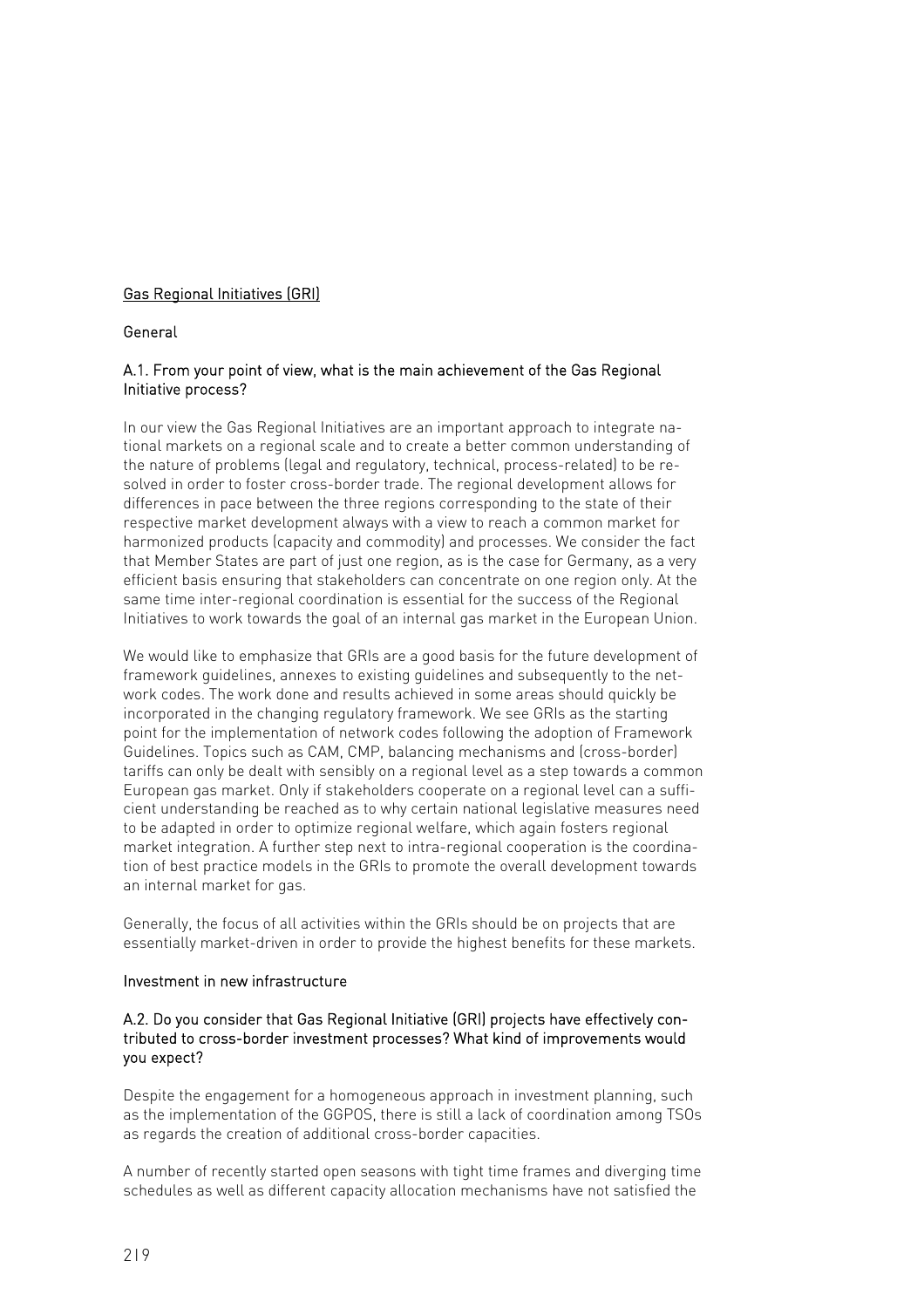## Gas Regional Initiatives (GRI)

### General

#### A.1. From your point of view, what is the main achievement of the Gas Regional Initiative process?

In our view the Gas Regional Initiatives are an important approach to integrate national markets on a regional scale and to create a better common understanding of the nature of problems (legal and regulatory, technical, process-related) to be resolved in order to foster cross-border trade. The regional development allows for differences in pace between the three regions corresponding to the state of their respective market development always with a view to reach a common market for harmonized products (capacity and commodity) and processes. We consider the fact that Member States are part of just one region, as is the case for Germany, as a very efficient basis ensuring that stakeholders can concentrate on one region only. At the same time inter-regional coordination is essential for the success of the Regional Initiatives to work towards the goal of an internal gas market in the European Union.

We would like to emphasize that GRIs are a good basis for the future development of framework guidelines, annexes to existing guidelines and subsequently to the network codes. The work done and results achieved in some areas should quickly be incorporated in the changing regulatory framework. We see GRIs as the starting point for the implementation of network codes following the adoption of Framework Guidelines. Topics such as CAM, CMP, balancing mechanisms and (cross-border) tariffs can only be dealt with sensibly on a regional level as a step towards a common European gas market. Only if stakeholders cooperate on a regional level can a sufficient understanding be reached as to why certain national legislative measures need to be adapted in order to optimize regional welfare, which again fosters regional market integration. A further step next to intra-regional cooperation is the coordination of best practice models in the GRIs to promote the overall development towards an internal market for gas.

Generally, the focus of all activities within the GRIs should be on projects that are essentially market-driven in order to provide the highest benefits for these markets.

### Investment in new infrastructure

#### A.2. Do you consider that Gas Regional Initiative (GRI) projects have effectively contributed to cross-border investment processes? What kind of improvements would you expect?

Despite the engagement for a homogeneous approach in investment planning, such as the implementation of the GGPOS, there is still a lack of coordination among TSOs as regards the creation of additional cross-border capacities.

A number of recently started open seasons with tight time frames and diverging time schedules as well as different capacity allocation mechanisms have not satisfied the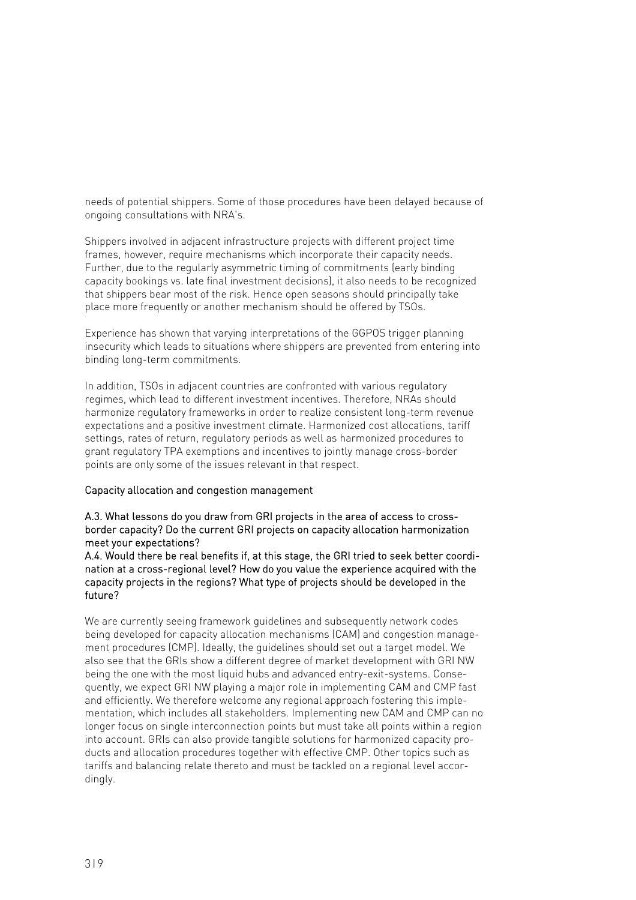needs of potential shippers. Some of those procedures have been delayed because of ongoing consultations with NRA's.

Shippers involved in adjacent infrastructure projects with different project time frames, however, require mechanisms which incorporate their capacity needs. Further, due to the regularly asymmetric timing of commitments (early binding capacity bookings vs. late final investment decisions), it also needs to be recognized that shippers bear most of the risk. Hence open seasons should principally take place more frequently or another mechanism should be offered by TSOs.

Experience has shown that varying interpretations of the GGPOS trigger planning insecurity which leads to situations where shippers are prevented from entering into binding long-term commitments.

In addition, TSOs in adjacent countries are confronted with various regulatory regimes, which lead to different investment incentives. Therefore, NRAs should harmonize regulatory frameworks in order to realize consistent long-term revenue expectations and a positive investment climate. Harmonized cost allocations, tariff settings, rates of return, regulatory periods as well as harmonized procedures to grant regulatory TPA exemptions and incentives to jointly manage cross-border points are only some of the issues relevant in that respect.

## Capacity allocation and congestion management

A.3. What lessons do you draw from GRI projects in the area of access to cross-border capacity? Do the current GRI projects on capacity allocation harmonization meet your expectations?
A.4. Would there be real benefits if, at this stage, the GRI tried to seek better coordination at a cross-regional level? How do you value the experience acquired with the capacity projects in the regions? What type of projects should be developed in the future?

We are currently seeing framework guidelines and subsequently network codes being developed for capacity allocation mechanisms (CAM) and congestion management procedures (CMP). Ideally, the guidelines should set out a target model. We also see that the GRIs show a different degree of market development with GRI NW being the one with the most liquid hubs and advanced entry-exit-systems. Consequently, we expect GRI NW playing a major role in implementing CAM and CMP fast and efficiently. We therefore welcome any regional approach fostering this implementation, which includes all stakeholders. Implementing new CAM and CMP can no longer focus on single interconnection points but must take all points within a region into account. GRIs can also provide tangible solutions for harmonized capacity products and allocation procedures together with effective CMP. Other topics such as tariffs and balancing relate thereto and must be tackled on a regional level accordingly.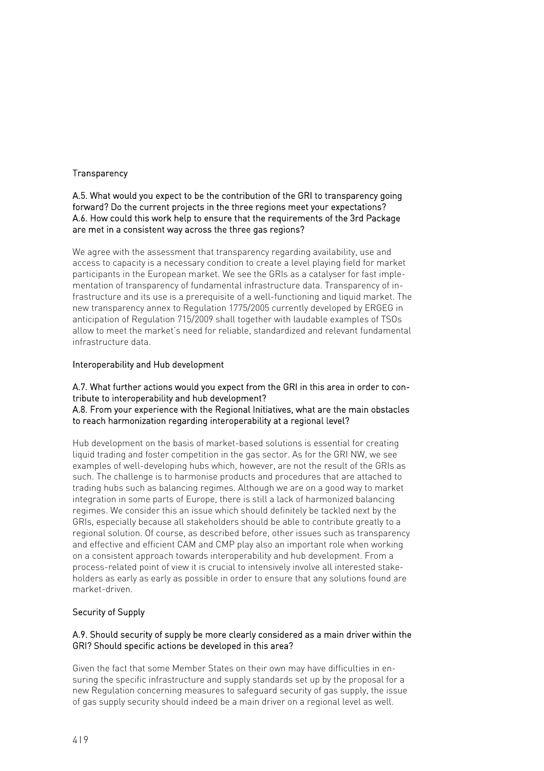## Transparency

**A.5. What would you expect to be the contribution of the GRI to transparency going forward? Do the current projects in the three regions meet your expectations?**
**A.6. How could this work help to ensure that the requirements of the 3rd Package are met in a consistent way across the three gas regions?**

We agree with the assessment that transparency regarding availability, use and access to capacity is a necessary condition to create a level playing field for market participants in the European market. We see the GRIs as a catalyser for fast implementation of transparency of fundamental infrastructure data. Transparency of infrastructure and its use is a prerequisite of a well-functioning and liquid market. The new transparency annex to Regulation 1775/2005 currently developed by ERGEG in anticipation of Regulation 715/2009 shall together with laudable examples of TSOs allow to meet the market's need for reliable, standardized and relevant fundamental infrastructure data.

## Interoperability and Hub development

**A.7. What further actions would you expect from the GRI in this area in order to contribute to interoperability and hub development?**
**A.8. From your experience with the Regional Initiatives, what are the main obstacles to reach harmonization regarding interoperability at a regional level?**

Hub development on the basis of market-based solutions is essential for creating liquid trading and foster competition in the gas sector. As for the GRI NW, we see examples of well-developing hubs which, however, are not the result of the GRIs as such. The challenge is to harmonise products and procedures that are attached to trading hubs such as balancing regimes. Although we are on a good way to market integration in some parts of Europe, there is still a lack of harmonized balancing regimes. We consider this an issue which should definitely be tackled next by the GRIs, especially because all stakeholders should be able to contribute greatly to a regional solution. Of course, as described before, other issues such as transparency and effective and efficient CAM and CMP play also an important role when working on a consistent approach towards interoperability and hub development. From a process-related point of view it is crucial to intensively involve all interested stakeholders as early as early as possible in order to ensure that any solutions found are market-driven.

## Security of Supply

**A.9. Should security of supply be more clearly considered as a main driver within the GRI? Should specific actions be developed in this area?**

Given the fact that some Member States on their own may have difficulties in ensuring the specific infrastructure and supply standards set up by the proposal for a new Regulation concerning measures to safeguard security of gas supply, the issue of gas supply security should indeed be a main driver on a regional level as well.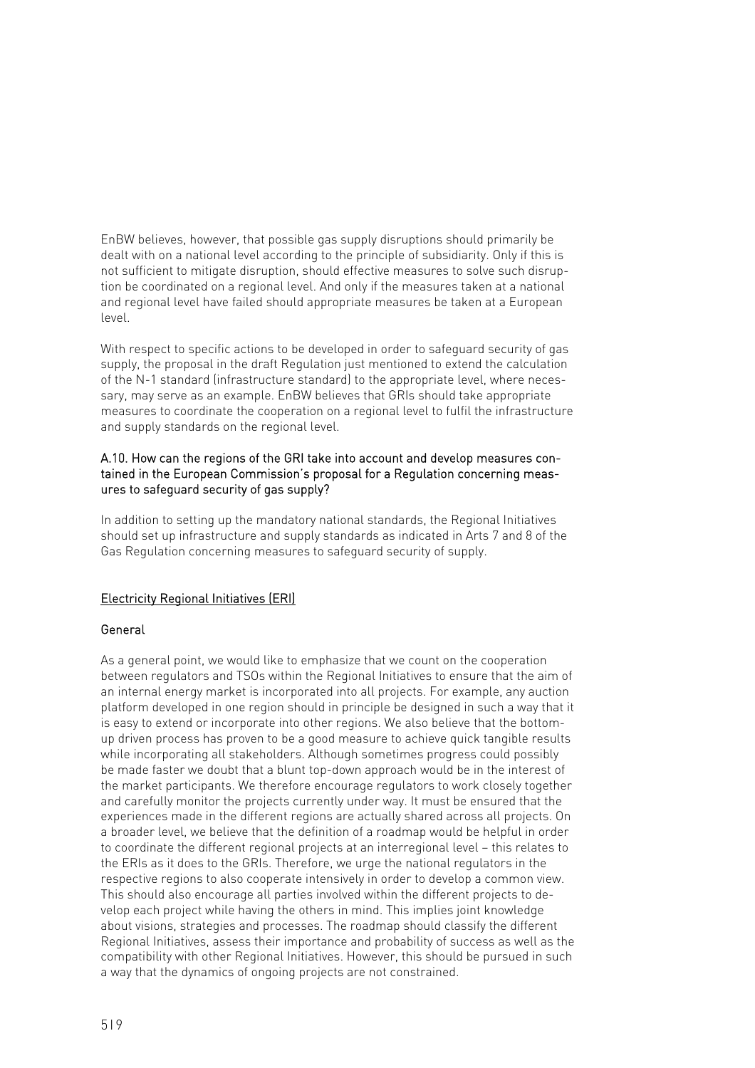EnBW believes, however, that possible gas supply disruptions should primarily be dealt with on a national level according to the principle of subsidiarity. Only if this is not sufficient to mitigate disruption, should effective measures to solve such disruption be coordinated on a regional level. And only if the measures taken at a national and regional level have failed should appropriate measures be taken at a European level.

With respect to specific actions to be developed in order to safeguard security of gas supply, the proposal in the draft Regulation just mentioned to extend the calculation of the N-1 standard (infrastructure standard) to the appropriate level, where necessary, may serve as an example. EnBW believes that GRIs should take appropriate measures to coordinate the cooperation on a regional level to fulfil the infrastructure and supply standards on the regional level.

A.10. How can the regions of the GRI take into account and develop measures contained in the European Commission's proposal for a Regulation concerning measures to safeguard security of gas supply?

In addition to setting up the mandatory national standards, the Regional Initiatives should set up infrastructure and supply standards as indicated in Arts 7 and 8 of the Gas Regulation concerning measures to safeguard security of supply.

Electricity Regional Initiatives (ERI)

General

As a general point, we would like to emphasize that we count on the cooperation between regulators and TSOs within the Regional Initiatives to ensure that the aim of an internal energy market is incorporated into all projects. For example, any auction platform developed in one region should in principle be designed in such a way that it is easy to extend or incorporate into other regions. We also believe that the bottom-up driven process has proven to be a good measure to achieve quick tangible results while incorporating all stakeholders. Although sometimes progress could possibly be made faster we doubt that a blunt top-down approach would be in the interest of the market participants. We therefore encourage regulators to work closely together and carefully monitor the projects currently under way. It must be ensured that the experiences made in the different regions are actually shared across all projects. On a broader level, we believe that the definition of a roadmap would be helpful in order to coordinate the different regional projects at an interregional level – this relates to the ERIs as it does to the GRIs. Therefore, we urge the national regulators in the respective regions to also cooperate intensively in order to develop a common view. This should also encourage all parties involved within the different projects to develop each project while having the others in mind. This implies joint knowledge about visions, strategies and processes. The roadmap should classify the different Regional Initiatives, assess their importance and probability of success as well as the compatibility with other Regional Initiatives. However, this should be pursued in such a way that the dynamics of ongoing projects are not constrained.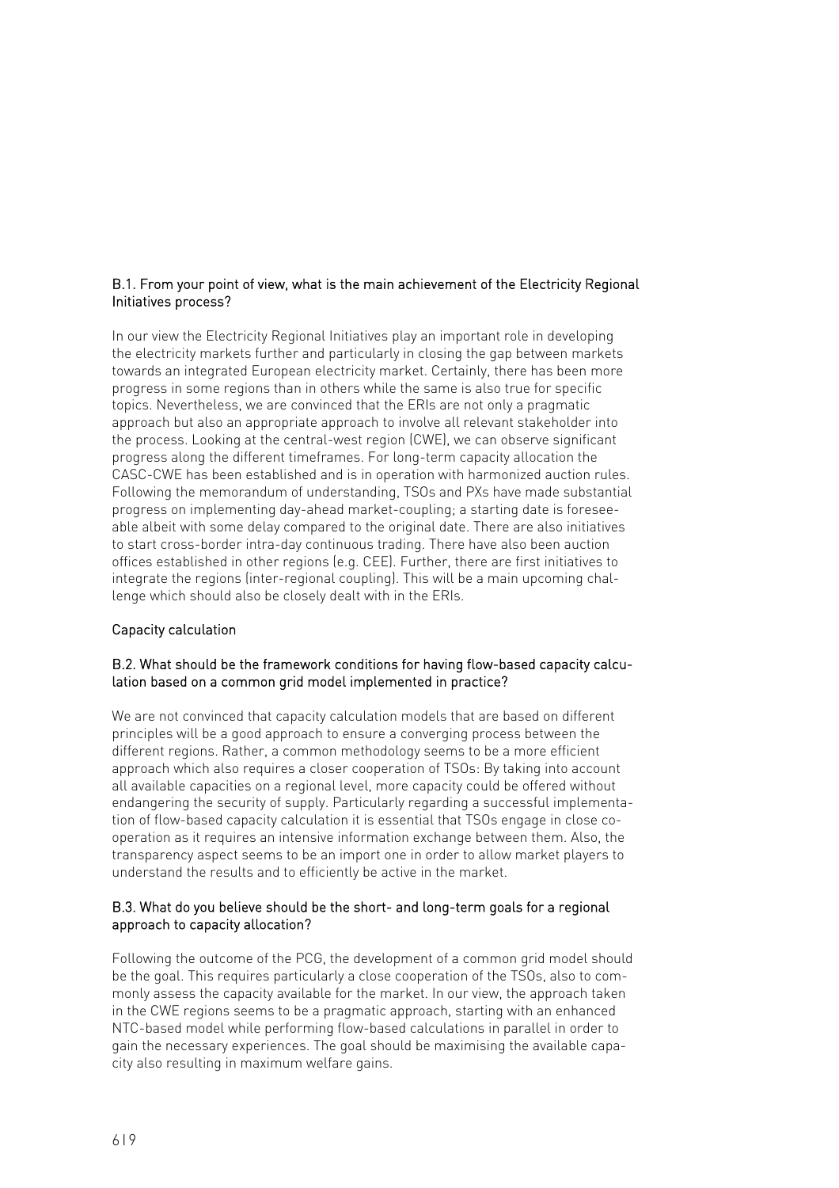B.1. From your point of view, what is the main achievement of the Electricity Regional Initiatives process?

In our view the Electricity Regional Initiatives play an important role in developing the electricity markets further and particularly in closing the gap between markets towards an integrated European electricity market. Certainly, there has been more progress in some regions than in others while the same is also true for specific topics. Nevertheless, we are convinced that the ERIs are not only a pragmatic approach but also an appropriate approach to involve all relevant stakeholder into the process. Looking at the central-west region (CWE), we can observe significant progress along the different timeframes. For long-term capacity allocation the CASC-CWE has been established and is in operation with harmonized auction rules. Following the memorandum of understanding, TSOs and PXs have made substantial progress on implementing day-ahead market-coupling; a starting date is foreseeable albeit with some delay compared to the original date. There are also initiatives to start cross-border intra-day continuous trading. There have also been auction offices established in other regions (e.g. CEE). Further, there are first initiatives to integrate the regions (inter-regional coupling). This will be a main upcoming challenge which should also be closely dealt with in the ERIs.

Capacity calculation

B.2. What should be the framework conditions for having flow-based capacity calculation based on a common grid model implemented in practice?

We are not convinced that capacity calculation models that are based on different principles will be a good approach to ensure a converging process between the different regions. Rather, a common methodology seems to be a more efficient approach which also requires a closer cooperation of TSOs: By taking into account all available capacities on a regional level, more capacity could be offered without endangering the security of supply. Particularly regarding a successful implementation of flow-based capacity calculation it is essential that TSOs engage in close cooperation as it requires an intensive information exchange between them. Also, the transparency aspect seems to be an import one in order to allow market players to understand the results and to efficiently be active in the market.

B.3. What do you believe should be the short- and long-term goals for a regional approach to capacity allocation?

Following the outcome of the PCG, the development of a common grid model should be the goal. This requires particularly a close cooperation of the TSOs, also to commonly assess the capacity available for the market. In our view, the approach taken in the CWE regions seems to be a pragmatic approach, starting with an enhanced NTC-based model while performing flow-based calculations in parallel in order to gain the necessary experiences. The goal should be maximising the available capacity also resulting in maximum welfare gains.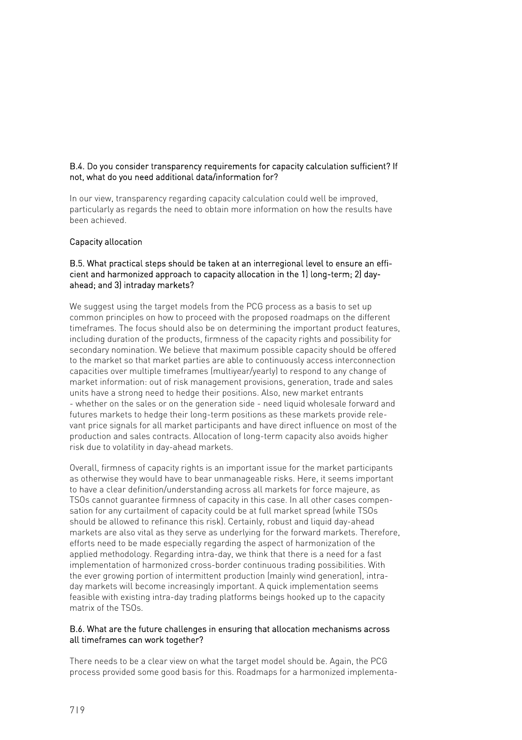B.4. Do you consider transparency requirements for capacity calculation sufficient? If not, what do you need additional data/information for?

In our view, transparency regarding capacity calculation could well be improved, particularly as regards the need to obtain more information on how the results have been achieved.

Capacity allocation

B.5. What practical steps should be taken at an interregional level to ensure an efficient and harmonized approach to capacity allocation in the 1) long-term; 2) day-ahead; and 3) intraday markets?

We suggest using the target models from the PCG process as a basis to set up common principles on how to proceed with the proposed roadmaps on the different timeframes. The focus should also be on determining the important product features, including duration of the products, firmness of the capacity rights and possibility for secondary nomination. We believe that maximum possible capacity should be offered to the market so that market parties are able to continuously access interconnection capacities over multiple timeframes (multiyear/yearly) to respond to any change of market information: out of risk management provisions, generation, trade and sales units have a strong need to hedge their positions. Also, new market entrants - whether on the sales or on the generation side - need liquid wholesale forward and futures markets to hedge their long-term positions as these markets provide relevant price signals for all market participants and have direct influence on most of the production and sales contracts. Allocation of long-term capacity also avoids higher risk due to volatility in day-ahead markets.

Overall, firmness of capacity rights is an important issue for the market participants as otherwise they would have to bear unmanageable risks. Here, it seems important to have a clear definition/understanding across all markets for force majeure, as TSOs cannot guarantee firmness of capacity in this case. In all other cases compensation for any curtailment of capacity could be at full market spread (while TSOs should be allowed to refinance this risk). Certainly, robust and liquid day-ahead markets are also vital as they serve as underlying for the forward markets. Therefore, efforts need to be made especially regarding the aspect of harmonization of the applied methodology. Regarding intra-day, we think that there is a need for a fast implementation of harmonized cross-border continuous trading possibilities. With the ever growing portion of intermittent production (mainly wind generation), intra-day markets will become increasingly important. A quick implementation seems feasible with existing intra-day trading platforms beings hooked up to the capacity matrix of the TSOs.

B.6. What are the future challenges in ensuring that allocation mechanisms across all timeframes can work together?

There needs to be a clear view on what the target model should be. Again, the PCG process provided some good basis for this. Roadmaps for a harmonized implementa-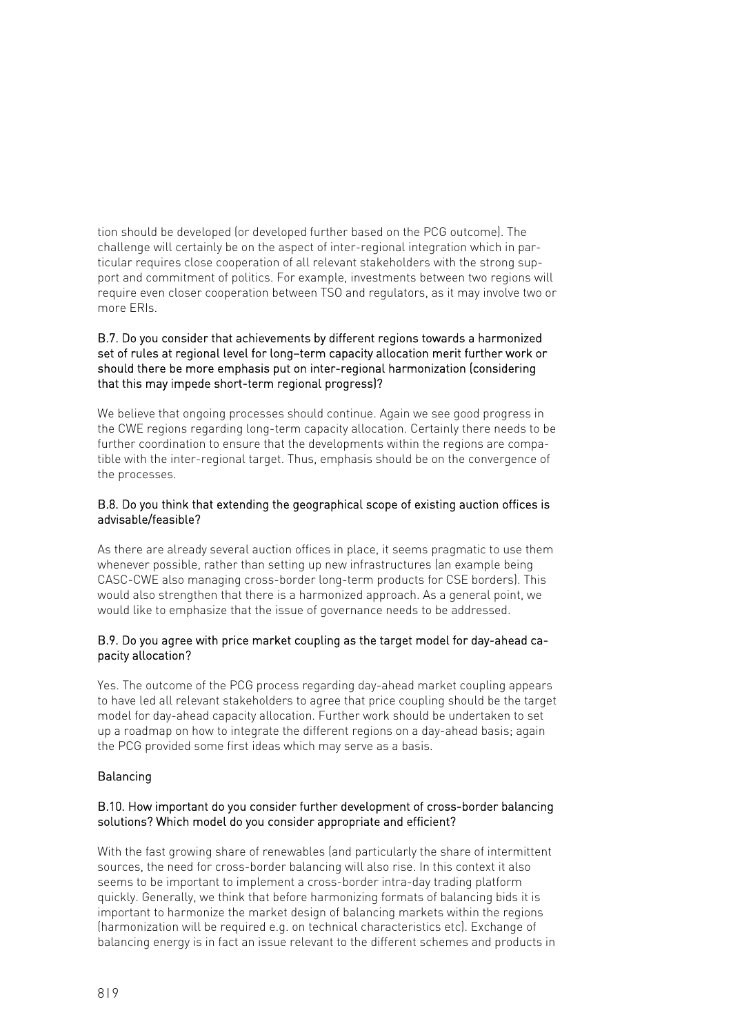tion should be developed (or developed further based on the PCG outcome). The challenge will certainly be on the aspect of inter-regional integration which in particular requires close cooperation of all relevant stakeholders with the strong support and commitment of politics. For example, investments between two regions will require even closer cooperation between TSO and regulators, as it may involve two or more ERIs.

### B.7. Do you consider that achievements by different regions towards a harmonized set of rules at regional level for long–term capacity allocation merit further work or should there be more emphasis put on inter-regional harmonization (considering that this may impede short-term regional progress)?

We believe that ongoing processes should continue. Again we see good progress in the CWE regions regarding long-term capacity allocation. Certainly there needs to be further coordination to ensure that the developments within the regions are compatible with the inter-regional target. Thus, emphasis should be on the convergence of the processes.

### B.8. Do you think that extending the geographical scope of existing auction offices is advisable/feasible?

As there are already several auction offices in place, it seems pragmatic to use them whenever possible, rather than setting up new infrastructures (an example being CASC-CWE also managing cross-border long-term products for CSE borders). This would also strengthen that there is a harmonized approach. As a general point, we would like to emphasize that the issue of governance needs to be addressed.

### B.9. Do you agree with price market coupling as the target model for day-ahead capacity allocation?

Yes. The outcome of the PCG process regarding day-ahead market coupling appears to have led all relevant stakeholders to agree that price coupling should be the target model for day-ahead capacity allocation. Further work should be undertaken to set up a roadmap on how to integrate the different regions on a day-ahead basis; again the PCG provided some first ideas which may serve as a basis.

## Balancing

### B.10. How important do you consider further development of cross-border balancing solutions? Which model do you consider appropriate and efficient?

With the fast growing share of renewables (and particularly the share of intermittent sources, the need for cross-border balancing will also rise. In this context it also seems to be important to implement a cross-border intra-day trading platform quickly. Generally, we think that before harmonizing formats of balancing bids it is important to harmonize the market design of balancing markets within the regions (harmonization will be required e.g. on technical characteristics etc). Exchange of balancing energy is in fact an issue relevant to the different schemes and products in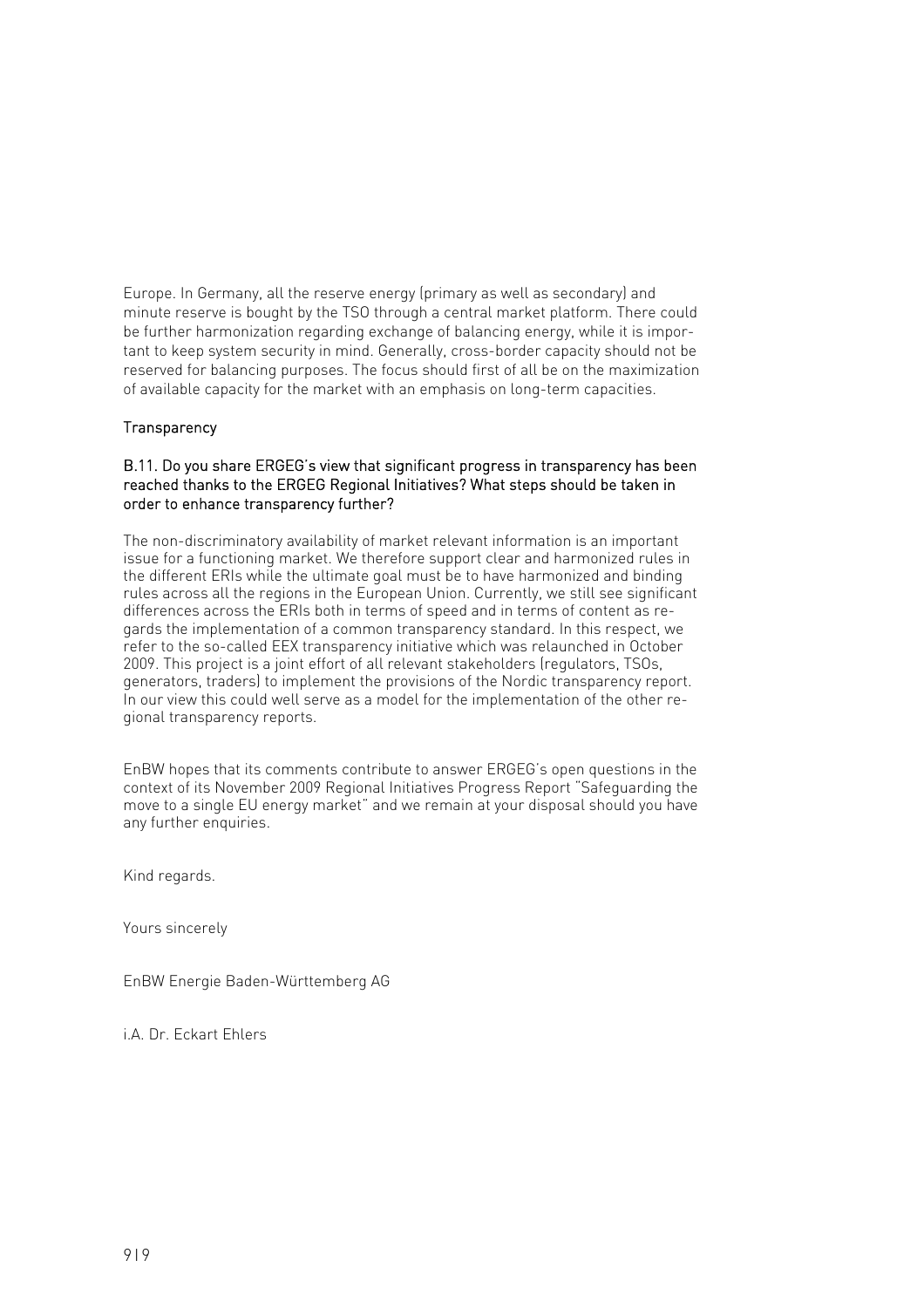Europe. In Germany, all the reserve energy (primary as well as secondary) and minute reserve is bought by the TSO through a central market platform. There could be further harmonization regarding exchange of balancing energy, while it is important to keep system security in mind. Generally, cross-border capacity should not be reserved for balancing purposes. The focus should first of all be on the maximization of available capacity for the market with an emphasis on long-term capacities.

### Transparency

#### B.11. Do you share ERGEG's view that significant progress in transparency has been reached thanks to the ERGEG Regional Initiatives? What steps should be taken in order to enhance transparency further?

The non-discriminatory availability of market relevant information is an important issue for a functioning market. We therefore support clear and harmonized rules in the different ERIs while the ultimate goal must be to have harmonized and binding rules across all the regions in the European Union. Currently, we still see significant differences across the ERIs both in terms of speed and in terms of content as regards the implementation of a common transparency standard. In this respect, we refer to the so-called EEX transparency initiative which was relaunched in October 2009. This project is a joint effort of all relevant stakeholders (regulators, TSOs, generators, traders) to implement the provisions of the Nordic transparency report. In our view this could well serve as a model for the implementation of the other regional transparency reports.

EnBW hopes that its comments contribute to answer ERGEG's open questions in the context of its November 2009 Regional Initiatives Progress Report "Safeguarding the move to a single EU energy market" and we remain at your disposal should you have any further enquiries.

Kind regards.

Yours sincerely

EnBW Energie Baden-Württemberg AG

i.A. Dr. Eckart Ehlers